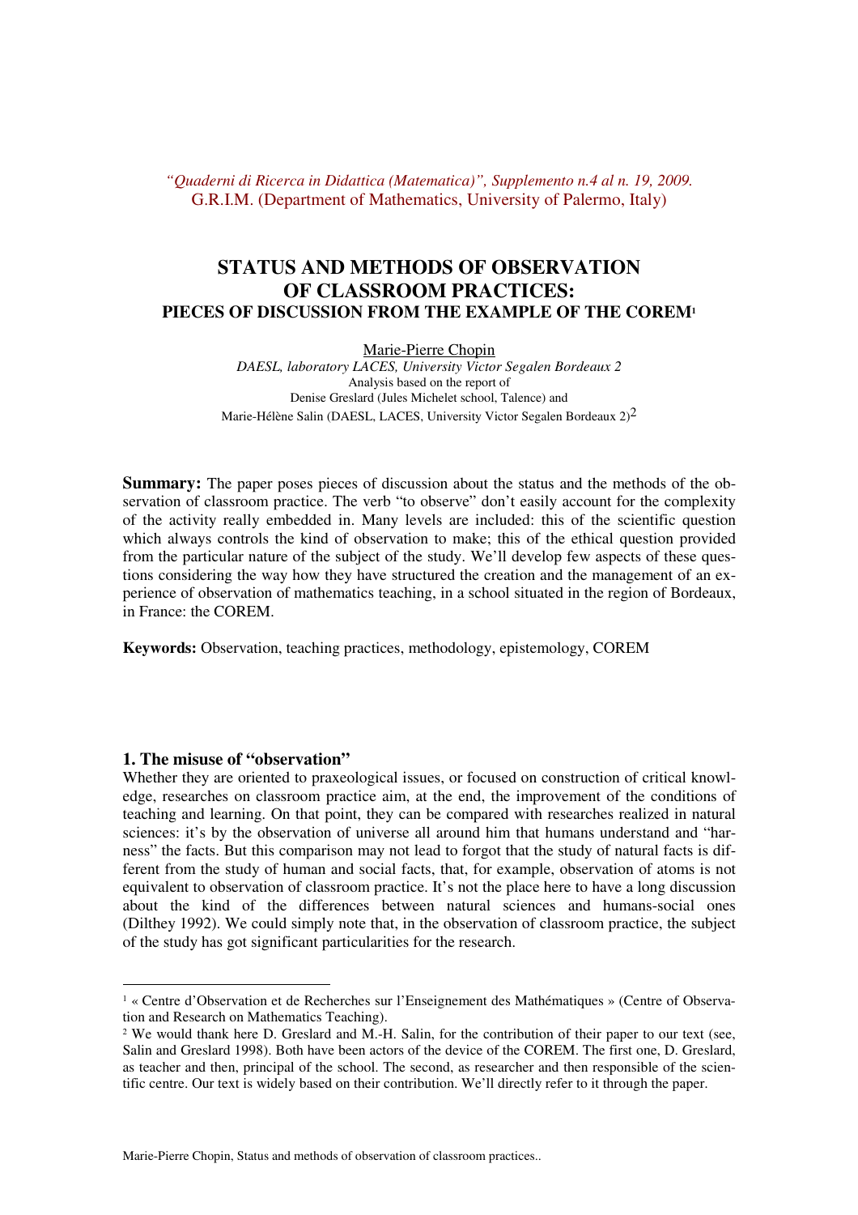*"Quaderni di Ricerca in Didattica (Matematica)", Supplemento n.4 al n. 19, 2009.*
G.R.I.M. (Department of Mathematics, University of Palermo, Italy)

# STATUS AND METHODS OF OBSERVATION OF CLASSROOM PRACTICES:
## PIECES OF DISCUSSION FROM THE EXAMPLE OF THE COREM[1]

Marie-Pierre Chopin
*DAESL, laboratory LACES, University Victor Segalen Bordeaux 2*
Analysis based on the report of
Denise Greslard (Jules Michelet school, Talence) and
Marie-Hélène Salin (DAESL, LACES, University Victor Segalen Bordeaux 2)[2]

**Summary:** The paper poses pieces of discussion about the status and the methods of the observation of classroom practice. The verb "to observe" don't easily account for the complexity of the activity really embedded in. Many levels are included: this of the scientific question which always controls the kind of observation to make; this of the ethical question provided from the particular nature of the subject of the study. We'll develop few aspects of these questions considering the way how they have structured the creation and the management of an experience of observation of mathematics teaching, in a school situated in the region of Bordeaux, in France: the COREM.

**Keywords:** Observation, teaching practices, methodology, epistemology, COREM

### 1. The misuse of "observation"

Whether they are oriented to praxeological issues, or focused on construction of critical knowledge, researches on classroom practice aim, at the end, the improvement of the conditions of teaching and learning. On that point, they can be compared with researches realized in natural sciences: it's by the observation of universe all around him that humans understand and "harness" the facts. But this comparison may not lead to forgot that the study of natural facts is different from the study of human and social facts, that, for example, observation of atoms is not equivalent to observation of classroom practice. It's not the place here to have a long discussion about the kind of the differences between natural sciences and humans-social ones (Dilthey 1992). We could simply note that, in the observation of classroom practice, the subject of the study has got significant particularities for the research.

---

[1] « Centre d'Observation et de Recherches sur l'Enseignement des Mathématiques » (Centre of Observation and Research on Mathematics Teaching).

[2] We would thank here D. Greslard and M.-H. Salin, for the contribution of their paper to our text (see, Salin and Greslard 1998). Both have been actors of the device of the COREM. The first one, D. Greslard, as teacher and then, principal of the school. The second, as researcher and then responsible of the scientific centre. Our text is widely based on their contribution. We'll directly refer to it through the paper.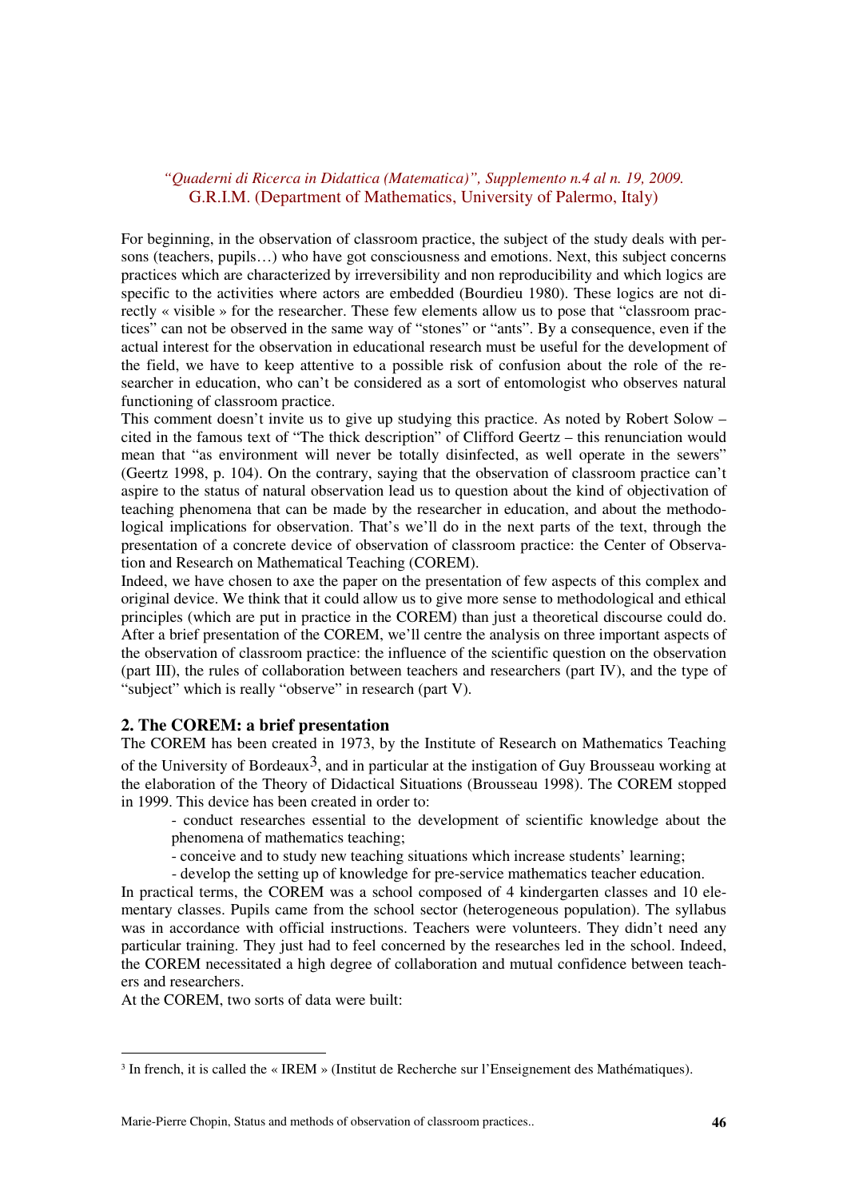For beginning, in the observation of classroom practice, the subject of the study deals with persons (teachers, pupils…) who have got consciousness and emotions. Next, this subject concerns practices which are characterized by irreversibility and non reproducibility and which logics are specific to the activities where actors are embedded (Bourdieu 1980). These logics are not directly « visible » for the researcher. These few elements allow us to pose that "classroom practices" can not be observed in the same way of "stones" or "ants". By a consequence, even if the actual interest for the observation in educational research must be useful for the development of the field, we have to keep attentive to a possible risk of confusion about the role of the researcher in education, who can't be considered as a sort of entomologist who observes natural functioning of classroom practice.

This comment doesn't invite us to give up studying this practice. As noted by Robert Solow – cited in the famous text of "The thick description" of Clifford Geertz – this renunciation would mean that "as environment will never be totally disinfected, as well operate in the sewers" (Geertz 1998, p. 104). On the contrary, saying that the observation of classroom practice can't aspire to the status of natural observation lead us to question about the kind of objectivation of teaching phenomena that can be made by the researcher in education, and about the methodological implications for observation. That's we'll do in the next parts of the text, through the presentation of a concrete device of observation of classroom practice: the Center of Observation and Research on Mathematical Teaching (COREM).

Indeed, we have chosen to axe the paper on the presentation of few aspects of this complex and original device. We think that it could allow us to give more sense to methodological and ethical principles (which are put in practice in the COREM) than just a theoretical discourse could do. After a brief presentation of the COREM, we'll centre the analysis on three important aspects of the observation of classroom practice: the influence of the scientific question on the observation (part III), the rules of collaboration between teachers and researchers (part IV), and the type of "subject" which is really "observe" in research (part V).

## 2. The COREM: a brief presentation

The COREM has been created in 1973, by the Institute of Research on Mathematics Teaching of the University of Bordeaux[3], and in particular at the instigation of Guy Brousseau working at the elaboration of the Theory of Didactical Situations (Brousseau 1998). The COREM stopped in 1999. This device has been created in order to:

- conduct researches essential to the development of scientific knowledge about the phenomena of mathematics teaching;
- conceive and to study new teaching situations which increase students' learning;
- develop the setting up of knowledge for pre-service mathematics teacher education.

In practical terms, the COREM was a school composed of 4 kindergarten classes and 10 elementary classes. Pupils came from the school sector (heterogeneous population). The syllabus was in accordance with official instructions. Teachers were volunteers. They didn't need any particular training. They just had to feel concerned by the researches led in the school. Indeed, the COREM necessitated a high degree of collaboration and mutual confidence between teachers and researchers.

At the COREM, two sorts of data were built:

[3] In french, it is called the « IREM » (Institut de Recherche sur l'Enseignement des Mathématiques).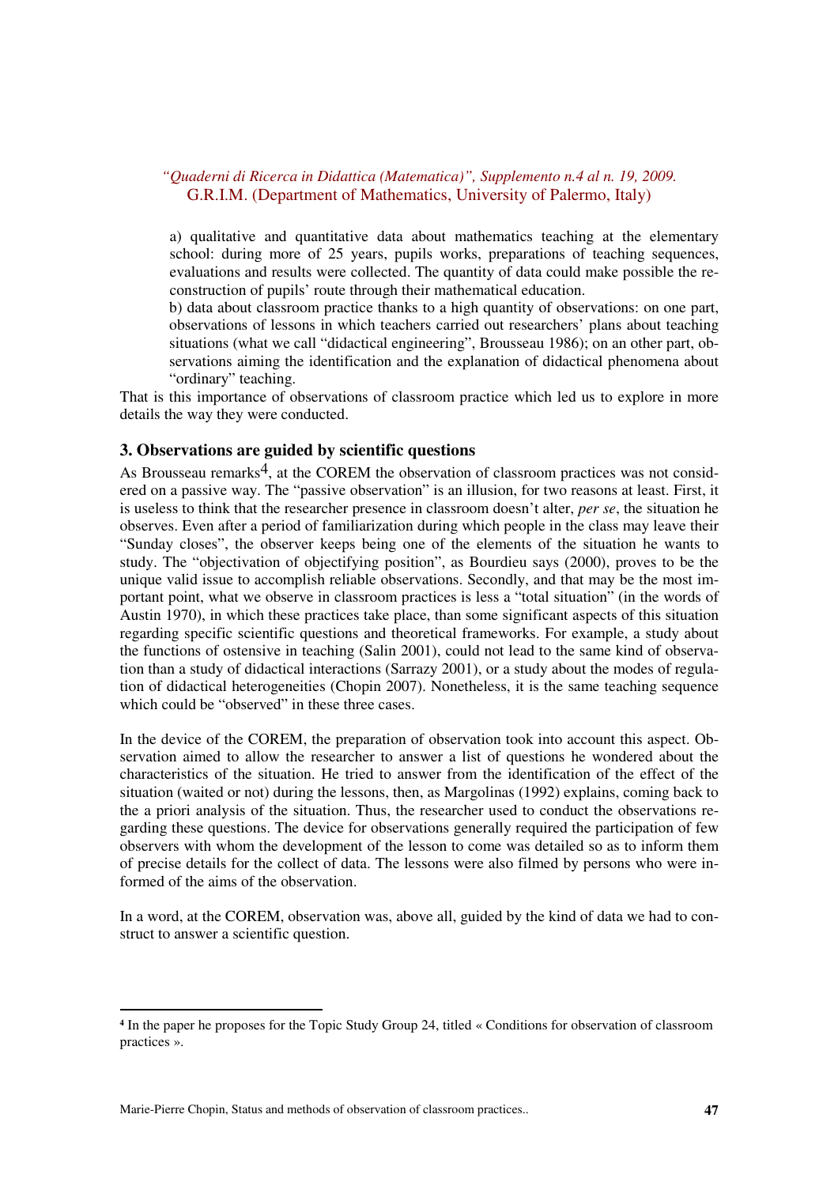a) qualitative and quantitative data about mathematics teaching at the elementary school: during more of 25 years, pupils works, preparations of teaching sequences, evaluations and results were collected. The quantity of data could make possible the reconstruction of pupils' route through their mathematical education.

b) data about classroom practice thanks to a high quantity of observations: on one part, observations of lessons in which teachers carried out researchers' plans about teaching situations (what we call "didactical engineering", Brousseau 1986); on an other part, observations aiming the identification and the explanation of didactical phenomena about "ordinary" teaching.

That is this importance of observations of classroom practice which led us to explore in more details the way they were conducted.

### 3. Observations are guided by scientific questions

As Brousseau remarks[4], at the COREM the observation of classroom practices was not considered on a passive way. The "passive observation" is an illusion, for two reasons at least. First, it is useless to think that the researcher presence in classroom doesn't alter, *per se*, the situation he observes. Even after a period of familiarization during which people in the class may leave their "Sunday closes", the observer keeps being one of the elements of the situation he wants to study. The "objectivation of objectifying position", as Bourdieu says (2000), proves to be the unique valid issue to accomplish reliable observations. Secondly, and that may be the most important point, what we observe in classroom practices is less a "total situation" (in the words of Austin 1970), in which these practices take place, than some significant aspects of this situation regarding specific scientific questions and theoretical frameworks. For example, a study about the functions of ostensive in teaching (Salin 2001), could not lead to the same kind of observation than a study of didactical interactions (Sarrazy 2001), or a study about the modes of regulation of didactical heterogeneities (Chopin 2007). Nonetheless, it is the same teaching sequence which could be "observed" in these three cases.

In the device of the COREM, the preparation of observation took into account this aspect. Observation aimed to allow the researcher to answer a list of questions he wondered about the characteristics of the situation. He tried to answer from the identification of the effect of the situation (waited or not) during the lessons, then, as Margolinas (1992) explains, coming back to the a priori analysis of the situation. Thus, the researcher used to conduct the observations regarding these questions. The device for observations generally required the participation of few observers with whom the development of the lesson to come was detailed so as to inform them of precise details for the collect of data. The lessons were also filmed by persons who were informed of the aims of the observation.

In a word, at the COREM, observation was, above all, guided by the kind of data we had to construct to answer a scientific question.

---

[4] In the paper he proposes for the Topic Study Group 24, titled « Conditions for observation of classroom practices ».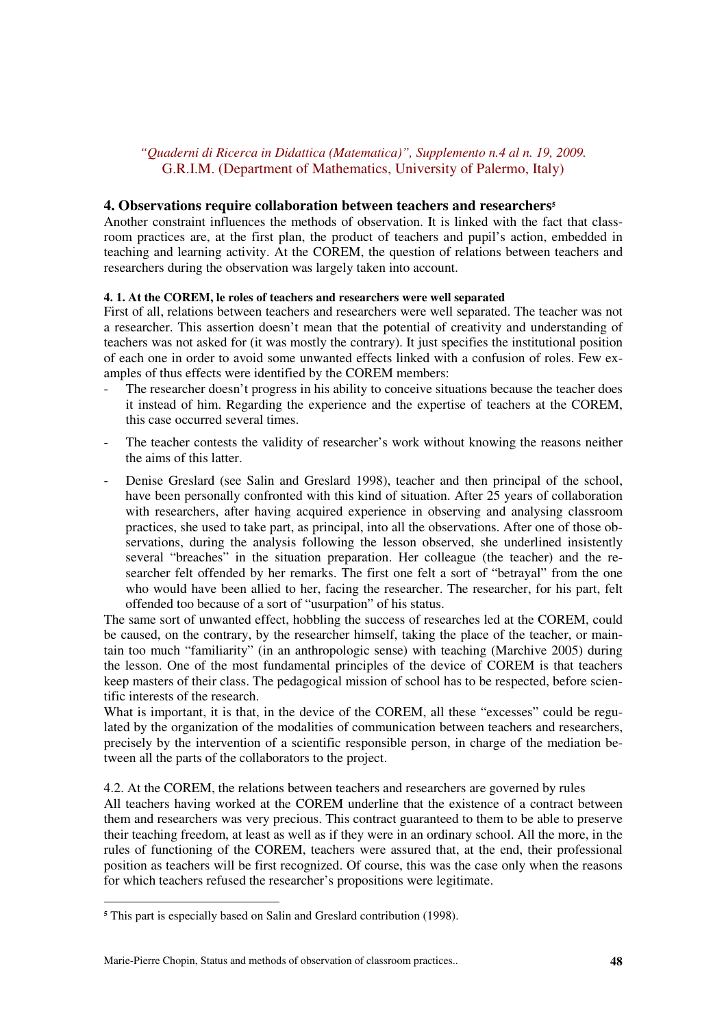## 4. Observations require collaboration between teachers and researchers[5]

Another constraint influences the methods of observation. It is linked with the fact that classroom practices are, at the first plan, the product of teachers and pupil's action, embedded in teaching and learning activity. At the COREM, the question of relations between teachers and researchers during the observation was largely taken into account.

#### 4. 1. At the COREM, le roles of teachers and researchers were well separated

First of all, relations between teachers and researchers were well separated. The teacher was not a researcher. This assertion doesn't mean that the potential of creativity and understanding of teachers was not asked for (it was mostly the contrary). It just specifies the institutional position of each one in order to avoid some unwanted effects linked with a confusion of roles. Few examples of thus effects were identified by the COREM members:

- The researcher doesn't progress in his ability to conceive situations because the teacher does it instead of him. Regarding the experience and the expertise of teachers at the COREM, this case occurred several times.
- The teacher contests the validity of researcher's work without knowing the reasons neither the aims of this latter.
- Denise Greslard (see Salin and Greslard 1998), teacher and then principal of the school, have been personally confronted with this kind of situation. After 25 years of collaboration with researchers, after having acquired experience in observing and analysing classroom practices, she used to take part, as principal, into all the observations. After one of those observations, during the analysis following the lesson observed, she underlined insistently several "breaches" in the situation preparation. Her colleague (the teacher) and the researcher felt offended by her remarks. The first one felt a sort of "betrayal" from the one who would have been allied to her, facing the researcher. The researcher, for his part, felt offended too because of a sort of "usurpation" of his status.

The same sort of unwanted effect, hobbling the success of researches led at the COREM, could be caused, on the contrary, by the researcher himself, taking the place of the teacher, or maintain too much "familiarity" (in an anthropologic sense) with teaching (Marchive 2005) during the lesson. One of the most fundamental principles of the device of COREM is that teachers keep masters of their class. The pedagogical mission of school has to be respected, before scientific interests of the research.

What is important, it is that, in the device of the COREM, all these "excesses" could be regulated by the organization of the modalities of communication between teachers and researchers, precisely by the intervention of a scientific responsible person, in charge of the mediation between all the parts of the collaborators to the project.

4.2. At the COREM, the relations between teachers and researchers are governed by rules

All teachers having worked at the COREM underline that the existence of a contract between them and researchers was very precious. This contract guaranteed to them to be able to preserve their teaching freedom, at least as well as if they were in an ordinary school. All the more, in the rules of functioning of the COREM, teachers were assured that, at the end, their professional position as teachers will be first recognized. Of course, this was the case only when the reasons for which teachers refused the researcher's propositions were legitimate.

[5] This part is especially based on Salin and Greslard contribution (1998).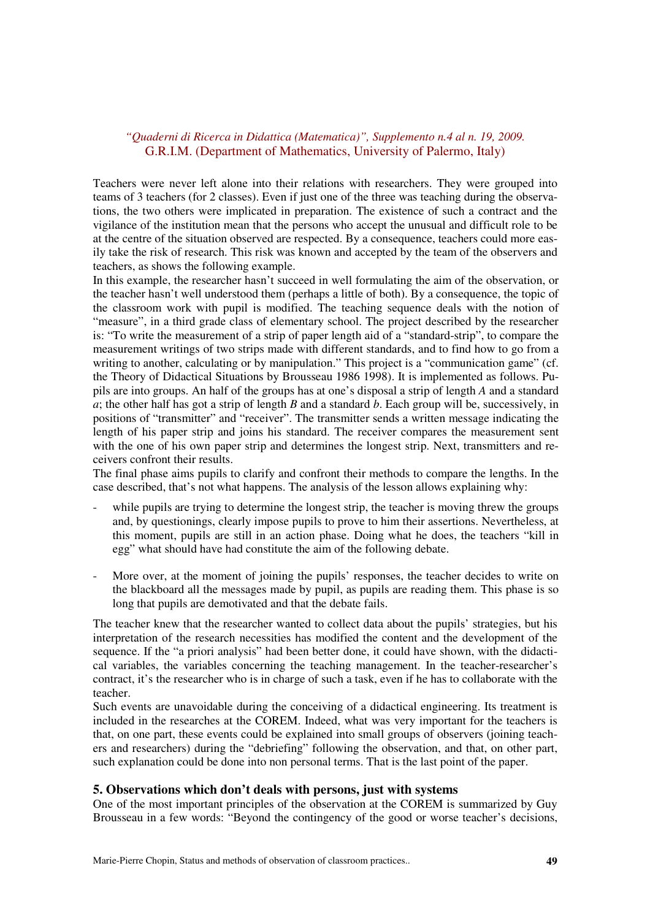Teachers were never left alone into their relations with researchers. They were grouped into teams of 3 teachers (for 2 classes). Even if just one of the three was teaching during the observations, the two others were implicated in preparation. The existence of such a contract and the vigilance of the institution mean that the persons who accept the unusual and difficult role to be at the centre of the situation observed are respected. By a consequence, teachers could more easily take the risk of research. This risk was known and accepted by the team of the observers and teachers, as shows the following example.

In this example, the researcher hasn't succeed in well formulating the aim of the observation, or the teacher hasn't well understood them (perhaps a little of both). By a consequence, the topic of the classroom work with pupil is modified. The teaching sequence deals with the notion of "measure", in a third grade class of elementary school. The project described by the researcher is: "To write the measurement of a strip of paper length aid of a "standard-strip", to compare the measurement writings of two strips made with different standards, and to find how to go from a writing to another, calculating or by manipulation." This project is a "communication game" (cf. the Theory of Didactical Situations by Brousseau 1986 1998). It is implemented as follows. Pupils are into groups. An half of the groups has at one's disposal a strip of length *A* and a standard *a*; the other half has got a strip of length *B* and a standard *b*. Each group will be, successively, in positions of "transmitter" and "receiver". The transmitter sends a written message indicating the length of his paper strip and joins his standard. The receiver compares the measurement sent with the one of his own paper strip and determines the longest strip. Next, transmitters and receivers confront their results.

The final phase aims pupils to clarify and confront their methods to compare the lengths. In the case described, that's not what happens. The analysis of the lesson allows explaining why:

- while pupils are trying to determine the longest strip, the teacher is moving threw the groups and, by questionings, clearly impose pupils to prove to him their assertions. Nevertheless, at this moment, pupils are still in an action phase. Doing what he does, the teachers "kill in egg" what should have had constitute the aim of the following debate.

- More over, at the moment of joining the pupils' responses, the teacher decides to write on the blackboard all the messages made by pupil, as pupils are reading them. This phase is so long that pupils are demotivated and that the debate fails.

The teacher knew that the researcher wanted to collect data about the pupils' strategies, but his interpretation of the research necessities has modified the content and the development of the sequence. If the "a priori analysis" had been better done, it could have shown, with the didactical variables, the variables concerning the teaching management. In the teacher-researcher's contract, it's the researcher who is in charge of such a task, even if he has to collaborate with the teacher.

Such events are unavoidable during the conceiving of a didactical engineering. Its treatment is included in the researches at the COREM. Indeed, what was very important for the teachers is that, on one part, these events could be explained into small groups of observers (joining teachers and researchers) during the "debriefing" following the observation, and that, on other part, such explanation could be done into non personal terms. That is the last point of the paper.

## 5. Observations which don't deals with persons, just with systems

One of the most important principles of the observation at the COREM is summarized by Guy Brousseau in a few words: "Beyond the contingency of the good or worse teacher's decisions,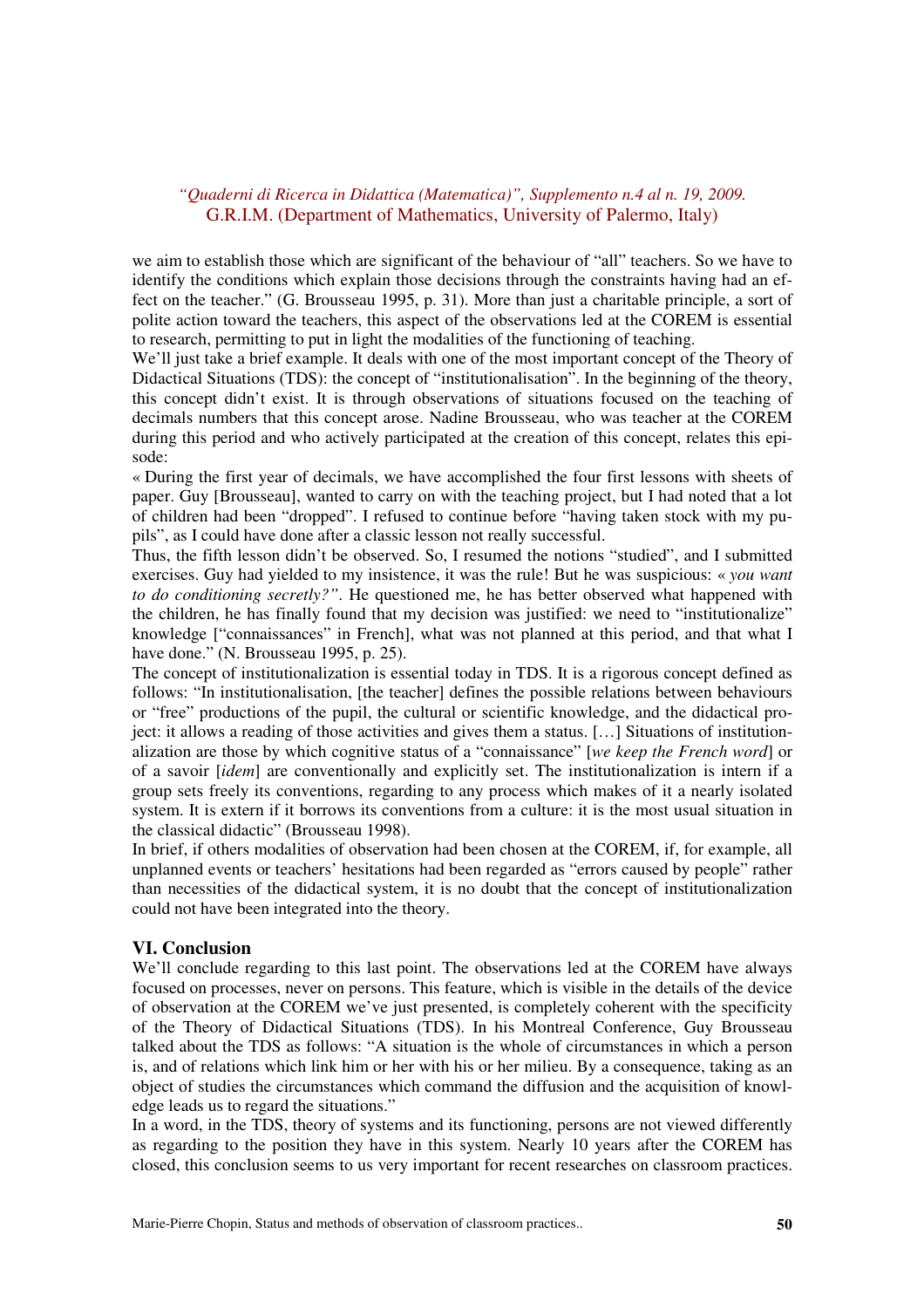we aim to establish those which are significant of the behaviour of "all" teachers. So we have to identify the conditions which explain those decisions through the constraints having had an effect on the teacher." (G. Brousseau 1995, p. 31). More than just a charitable principle, a sort of polite action toward the teachers, this aspect of the observations led at the COREM is essential to research, permitting to put in light the modalities of the functioning of teaching.

We'll just take a brief example. It deals with one of the most important concept of the Theory of Didactical Situations (TDS): the concept of "institutionalisation". In the beginning of the theory, this concept didn't exist. It is through observations of situations focused on the teaching of decimals numbers that this concept arose. Nadine Brousseau, who was teacher at the COREM during this period and who actively participated at the creation of this concept, relates this episode:

« During the first year of decimals, we have accomplished the four first lessons with sheets of paper. Guy [Brousseau], wanted to carry on with the teaching project, but I had noted that a lot of children had been "dropped". I refused to continue before "having taken stock with my pupils", as I could have done after a classic lesson not really successful.

Thus, the fifth lesson didn't be observed. So, I resumed the notions "studied", and I submitted exercises. Guy had yielded to my insistence, it was the rule! But he was suspicious: « *you want to do conditioning secretly?"*. He questioned me, he has better observed what happened with the children, he has finally found that my decision was justified: we need to "institutionalize" knowledge ["connaissances" in French], what was not planned at this period, and that what I have done." (N. Brousseau 1995, p. 25).

The concept of institutionalization is essential today in TDS. It is a rigorous concept defined as follows: "In institutionalisation, [the teacher] defines the possible relations between behaviours or "free" productions of the pupil, the cultural or scientific knowledge, and the didactical project: it allows a reading of those activities and gives them a status. […] Situations of institutionalization are those by which cognitive status of a "connaissance" [*we keep the French word*] or of a savoir [*idem*] are conventionally and explicitly set. The institutionalization is intern if a group sets freely its conventions, regarding to any process which makes of it a nearly isolated system. It is extern if it borrows its conventions from a culture: it is the most usual situation in the classical didactic" (Brousseau 1998).

In brief, if others modalities of observation had been chosen at the COREM, if, for example, all unplanned events or teachers' hesitations had been regarded as "errors caused by people" rather than necessities of the didactical system, it is no doubt that the concept of institutionalization could not have been integrated into the theory.

## VI. Conclusion

We'll conclude regarding to this last point. The observations led at the COREM have always focused on processes, never on persons. This feature, which is visible in the details of the device of observation at the COREM we've just presented, is completely coherent with the specificity of the Theory of Didactical Situations (TDS). In his Montreal Conference, Guy Brousseau talked about the TDS as follows: "A situation is the whole of circumstances in which a person is, and of relations which link him or her with his or her milieu. By a consequence, taking as an object of studies the circumstances which command the diffusion and the acquisition of knowledge leads us to regard the situations."

In a word, in the TDS, theory of systems and its functioning, persons are not viewed differently as regarding to the position they have in this system. Nearly 10 years after the COREM has closed, this conclusion seems to us very important for recent researches on classroom practices.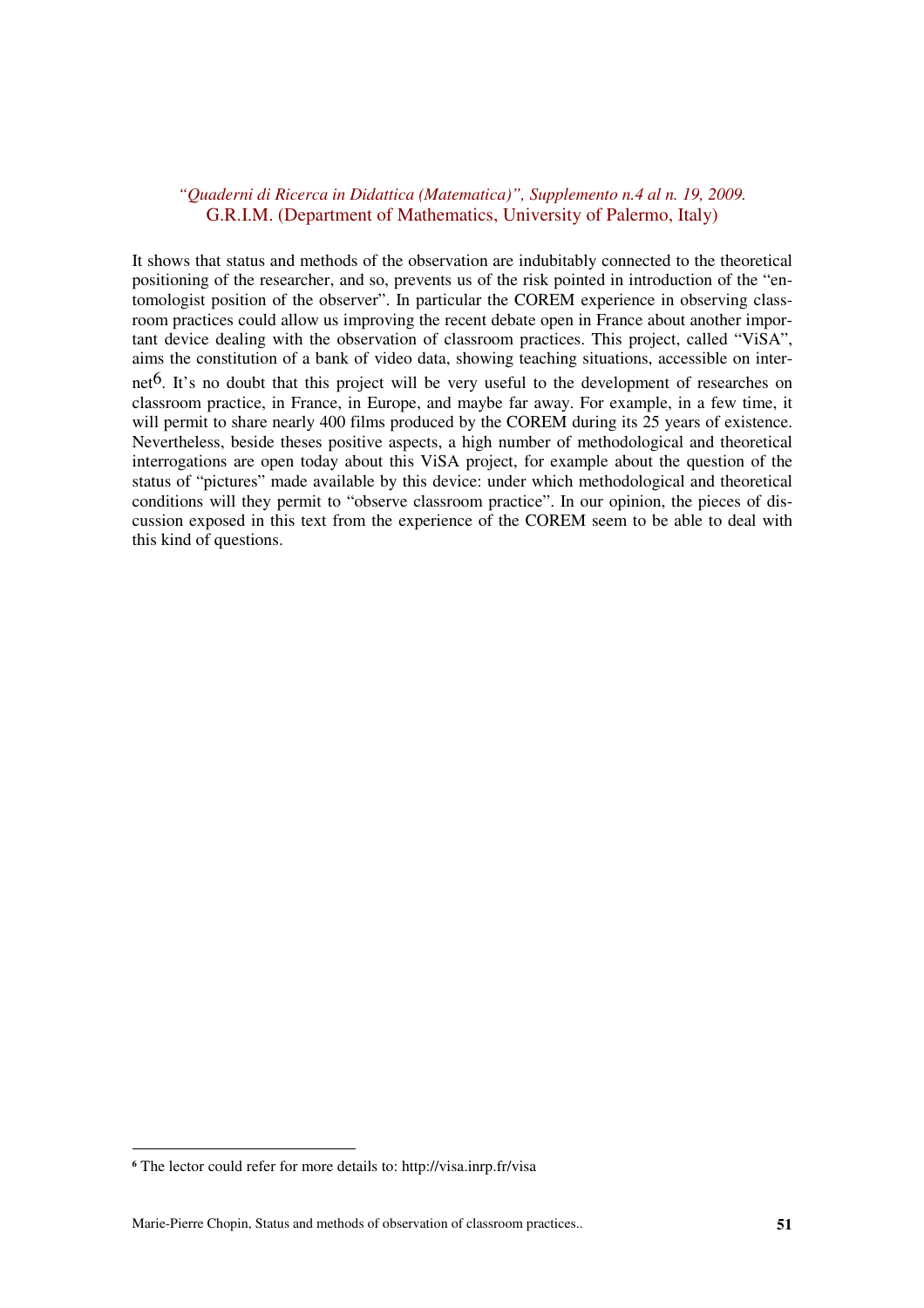It shows that status and methods of the observation are indubitably connected to the theoretical positioning of the researcher, and so, prevents us of the risk pointed in introduction of the "entomologist position of the observer". In particular the COREM experience in observing classroom practices could allow us improving the recent debate open in France about another important device dealing with the observation of classroom practices. This project, called "ViSA", aims the constitution of a bank of video data, showing teaching situations, accessible on internet[6]. It's no doubt that this project will be very useful to the development of researches on classroom practice, in France, in Europe, and maybe far away. For example, in a few time, it will permit to share nearly 400 films produced by the COREM during its 25 years of existence. Nevertheless, beside theses positive aspects, a high number of methodological and theoretical interrogations are open today about this ViSA project, for example about the question of the status of "pictures" made available by this device: under which methodological and theoretical conditions will they permit to "observe classroom practice". In our opinion, the pieces of discussion exposed in this text from the experience of the COREM seem to be able to deal with this kind of questions.

---

[6] The lector could refer for more details to: http://visa.inrp.fr/visa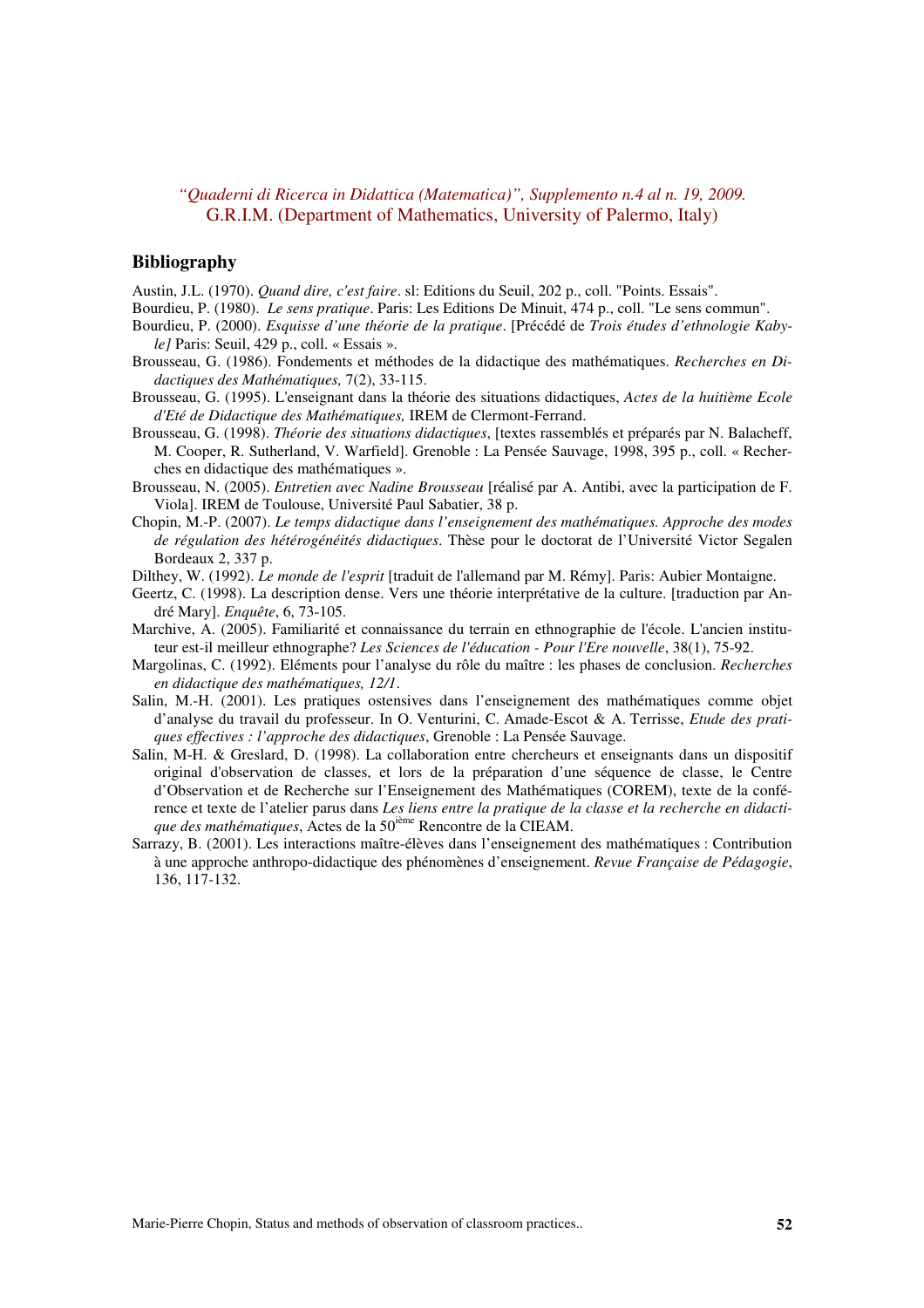## Bibliography

Austin, J.L. (1970). *Quand dire, c'est faire*. sl: Editions du Seuil, 202 p., coll. "Points. Essais".

Bourdieu, P. (1980). *Le sens pratique*. Paris: Les Editions De Minuit, 474 p., coll. "Le sens commun".

Bourdieu, P. (2000). *Esquisse d'une théorie de la pratique*. [Précédé de *Trois études d'ethnologie Kabyle]* Paris: Seuil, 429 p., coll. « Essais ».

Brousseau, G. (1986). Fondements et méthodes de la didactique des mathématiques. *Recherches en Didactiques des Mathématiques,* 7(2), 33-115.

Brousseau, G. (1995). L'enseignant dans la théorie des situations didactiques, *Actes de la huitième Ecole d'Eté de Didactique des Mathématiques,* IREM de Clermont-Ferrand.

Brousseau, G. (1998). *Théorie des situations didactiques*, [textes rassemblés et préparés par N. Balacheff, M. Cooper, R. Sutherland, V. Warfield]. Grenoble : La Pensée Sauvage, 1998, 395 p., coll. « Recherches en didactique des mathématiques ».

Brousseau, N. (2005). *Entretien avec Nadine Brousseau* [réalisé par A. Antibi, avec la participation de F. Viola]. IREM de Toulouse, Université Paul Sabatier, 38 p.

Chopin, M.-P. (2007). *Le temps didactique dans l'enseignement des mathématiques. Approche des modes de régulation des hétérogénéités didactiques*. Thèse pour le doctorat de l'Université Victor Segalen Bordeaux 2, 337 p.

Dilthey, W. (1992). *Le monde de l'esprit* [traduit de l'allemand par M. Rémy]. Paris: Aubier Montaigne.

Geertz, C. (1998). La description dense. Vers une théorie interprétative de la culture. [traduction par André Mary]. *Enquête*, 6, 73-105.

Marchive, A. (2005). Familiarité et connaissance du terrain en ethnographie de l'école. L'ancien instituteur est-il meilleur ethnographe? *Les Sciences de l'éducation - Pour l'Ere nouvelle*, 38(1), 75-92.

Margolinas, C. (1992). Eléments pour l'analyse du rôle du maître : les phases de conclusion. *Recherches en didactique des mathématiques, 12/1*.

Salin, M.-H. (2001). Les pratiques ostensives dans l'enseignement des mathématiques comme objet d'analyse du travail du professeur. In O. Venturini, C. Amade-Escot & A. Terrisse, *Etude des pratiques effectives : l'approche des didactiques*, Grenoble : La Pensée Sauvage.

Salin, M-H. & Greslard, D. (1998). La collaboration entre chercheurs et enseignants dans un dispositif original d'observation de classes, et lors de la préparation d'une séquence de classe, le Centre d'Observation et de Recherche sur l'Enseignement des Mathématiques (COREM), texte de la conférence et texte de l'atelier parus dans *Les liens entre la pratique de la classe et la recherche en didactique des mathématiques*, Actes de la 50ième Rencontre de la CIEAM.

Sarrazy, B. (2001). Les interactions maître-élèves dans l'enseignement des mathématiques : Contribution à une approche anthropo-didactique des phénomènes d'enseignement. *Revue Française de Pédagogie*, 136, 117-132.